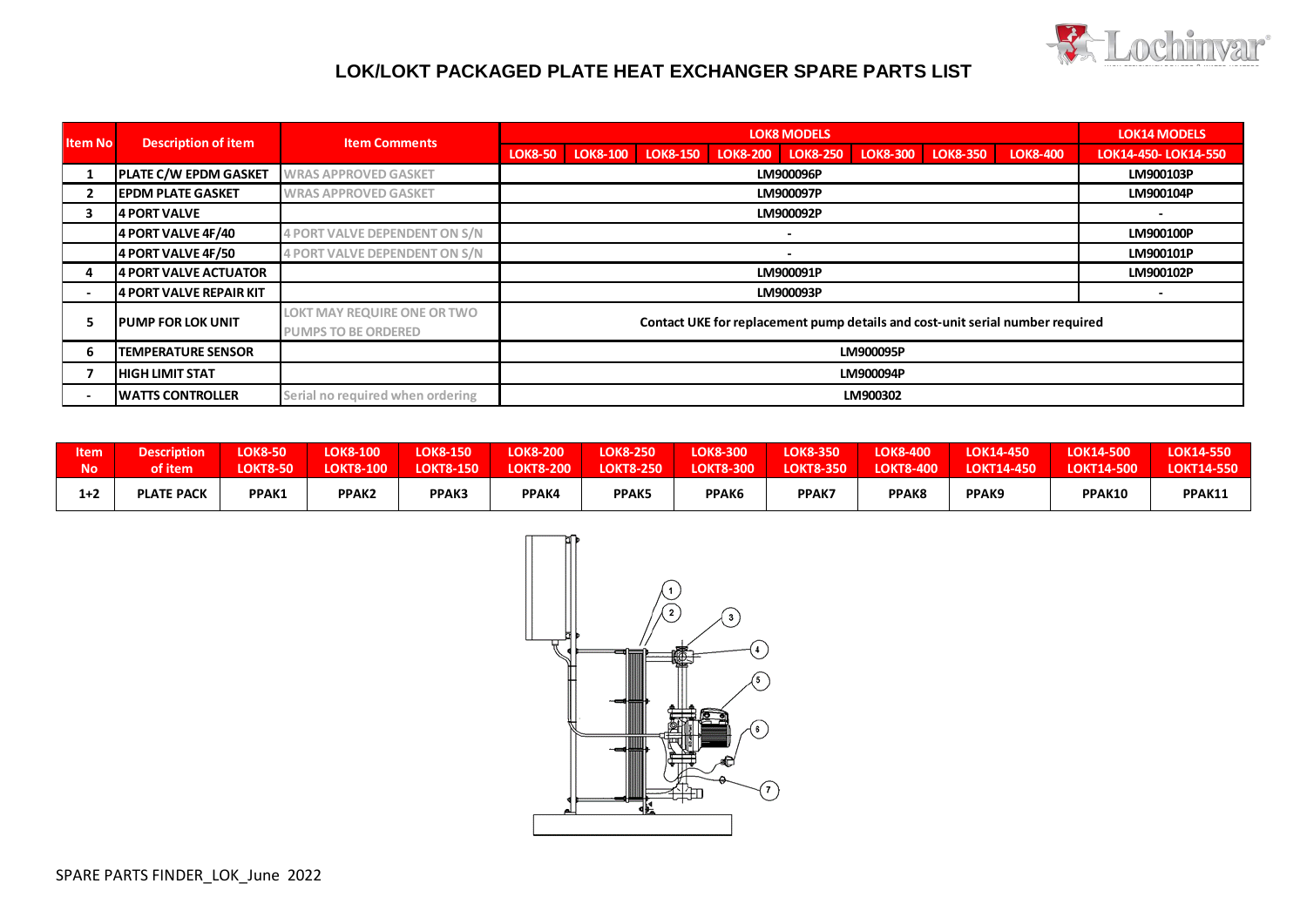# LOK/LOKT PACKAGED PLATE HEAT EXCHANGER SPARE PARTS LIST

| Item No | Description of item | Item Comments | LOK8 MODELS | | | | | | | | LOK14 MODELS |
|---|---|---|---|---|---|---|---|---|---|---|---|
| | | | LOK8-50 | LOK8-100 | LOK8-150 | LOK8-200 | LOK8-250 | LOK8-300 | LOK8-350 | LOK8-400 | LOK14-450- LOK14-550 |
| 1 | PLATE C/W EPDM GASKET | WRAS APPROVED GASKET | LM900096P | | | | | | | | LM900103P |
| 2 | EPDM PLATE GASKET | WRAS APPROVED GASKET | LM900097P | | | | | | | | LM900104P |
| 3 | 4 PORT VALVE | | LM900092P | | | | | | | | - |
| | 4 PORT VALVE 4F/40 | 4 PORT VALVE DEPENDENT ON S/N | - | | | | | | | | LM900100P |
| | 4 PORT VALVE 4F/50 | 4 PORT VALVE DEPENDENT ON S/N | - | | | | | | | | LM900101P |
| 4 | 4 PORT VALVE ACTUATOR | | LM900091P | | | | | | | | LM900102P |
| - | 4 PORT VALVE REPAIR KIT | | LM900093P | | | | | | | | - |
| 5 | PUMP FOR LOK UNIT | LOKT MAY REQUIRE ONE OR TWO PUMPS TO BE ORDERED | Contact UKE for replacement pump details and cost-unit serial number required | | | | | | | | |
| 6 | TEMPERATURE SENSOR | | LM900095P | | | | | | | | |
| 7 | HIGH LIMIT STAT | | LM900094P | | | | | | | | |
| - | WATTS CONTROLLER | Serial no required when ordering | LM900302 | | | | | | | | |

| Item No | Description of item | LOK8-50 LOKT8-50 | LOK8-100 LOKT8-100 | LOK8-150 LOKT8-150 | LOK8-200 LOKT8-200 | LOK8-250 LOKT8-250 | LOK8-300 LOKT8-300 | LOK8-350 LOKT8-350 | LOK8-400 LOKT8-400 | LOK14-450 LOKT14-450 | LOK14-500 LOKT14-500 | LOK14-550 LOKT14-550 |
|---|---|---|---|---|---|---|---|---|---|---|---|---|
| 1+2 | PLATE PACK | PPAK1 | PPAK2 | PPAK3 | PPAK4 | PPAK5 | PPAK6 | PPAK7 | PPAK8 | PPAK9 | PPAK10 | PPAK11 |

SPARE PARTS FINDER_LOK_June 2022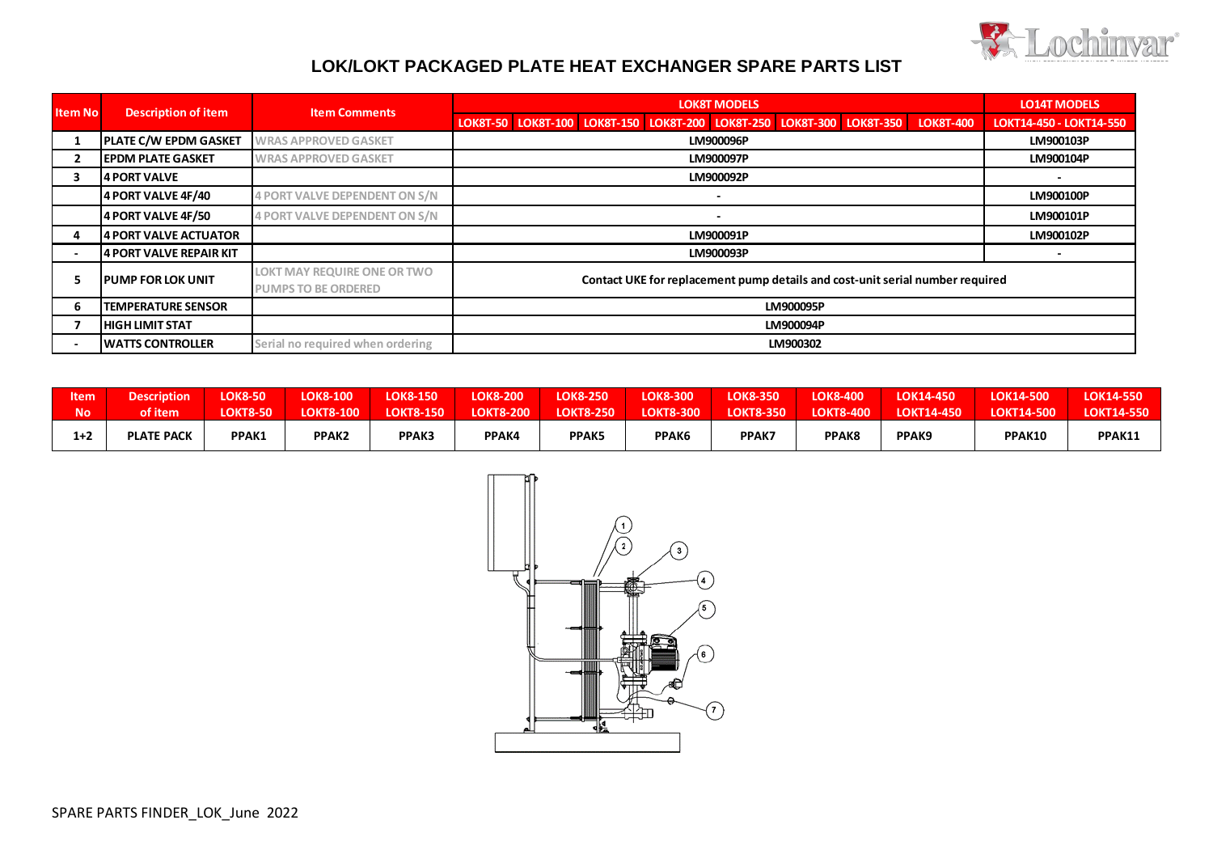# LOK/LOKT PACKAGED PLATE HEAT EXCHANGER SPARE PARTS LIST

| Item No | Description of item | Item Comments | LOK8T MODELS | | | | | | | | LO14T MODELS |
|---|---|---|---|---|---|---|---|---|---|---|---|
| | | | LOK8T-50 | LOK8T-100 | LOK8T-150 | LOK8T-200 | LOK8T-250 | LOK8T-300 | LOK8T-350 | LOK8T-400 | LOKT14-450 - LOKT14-550 |
| 1 | PLATE C/W EPDM GASKET | WRAS APPROVED GASKET | LM900096P | | | | | | | | LM900103P |
| 2 | EPDM PLATE GASKET | WRAS APPROVED GASKET | LM900097P | | | | | | | | LM900104P |
| 3 | 4 PORT VALVE | | LM900092P | | | | | | | | - |
| | 4 PORT VALVE 4F/40 | 4 PORT VALVE DEPENDENT ON S/N | - | | | | | | | | LM900100P |
| | 4 PORT VALVE 4F/50 | 4 PORT VALVE DEPENDENT ON S/N | - | | | | | | | | LM900101P |
| 4 | 4 PORT VALVE ACTUATOR | | LM900091P | | | | | | | | LM900102P |
| - | 4 PORT VALVE REPAIR KIT | | LM900093P | | | | | | | | - |
| 5 | PUMP FOR LOK UNIT | LOKT MAY REQUIRE ONE OR TWO PUMPS TO BE ORDERED | Contact UKE for replacement pump details and cost-unit serial number required | | | | | | | | |
| 6 | TEMPERATURE SENSOR | | LM900095P | | | | | | | | |
| 7 | HIGH LIMIT STAT | | LM900094P | | | | | | | | |
| - | WATTS CONTROLLER | Serial no required when ordering | LM900302 | | | | | | | | |

| Item No | Description of item | LOK8-50 LOKT8-50 | LOK8-100 LOKT8-100 | LOK8-150 LOKT8-150 | LOK8-200 LOKT8-200 | LOK8-250 LOKT8-250 | LOK8-300 LOKT8-300 | LOK8-350 LOKT8-350 | LOK8-400 LOKT8-400 | LOK14-450 LOKT14-450 | LOK14-500 LOKT14-500 | LOK14-550 LOKT14-550 |
|---|---|---|---|---|---|---|---|---|---|---|---|---|
| 1+2 | PLATE PACK | PPAK1 | PPAK2 | PPAK3 | PPAK4 | PPAK5 | PPAK6 | PPAK7 | PPAK8 | PPAK9 | PPAK10 | PPAK11 |

1
2
3
4
5
6
7

SPARE PARTS FINDER_LOK_June 2022